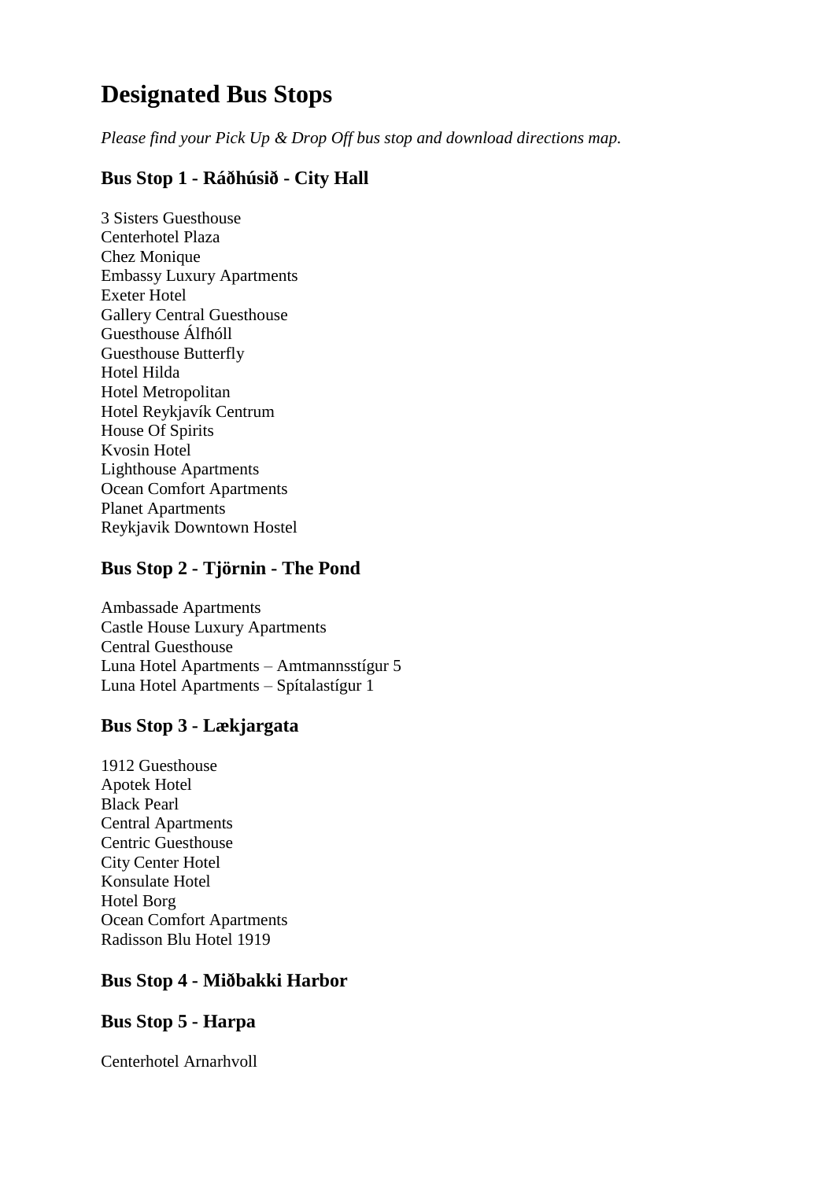# Designated Bus Stops

*Please find your Pick Up & Drop Off bus stop and download directions map.*

### Bus Stop 1 - Ráðhúsið - City Hall

3 Sisters Guesthouse
Centerhotel Plaza
Chez Monique
Embassy Luxury Apartments
Exeter Hotel
Gallery Central Guesthouse
Guesthouse Álfhóll
Guesthouse Butterfly
Hotel Hilda
Hotel Metropolitan
Hotel Reykjavík Centrum
House Of Spirits
Kvosin Hotel
Lighthouse Apartments
Ocean Comfort Apartments
Planet Apartments
Reykjavik Downtown Hostel

### Bus Stop 2 - Tjörnin - The Pond

Ambassade Apartments
Castle House Luxury Apartments
Central Guesthouse
Luna Hotel Apartments – Amtmannsstígur 5
Luna Hotel Apartments – Spítalastígur 1

### Bus Stop 3 - Lækjargata

1912 Guesthouse
Apotek Hotel
Black Pearl
Central Apartments
Centric Guesthouse
City Center Hotel
Konsulate Hotel
Hotel Borg
Ocean Comfort Apartments
Radisson Blu Hotel 1919

### Bus Stop 4 - Miðbakki Harbor

### Bus Stop 5 - Harpa

Centerhotel Arnarhvoll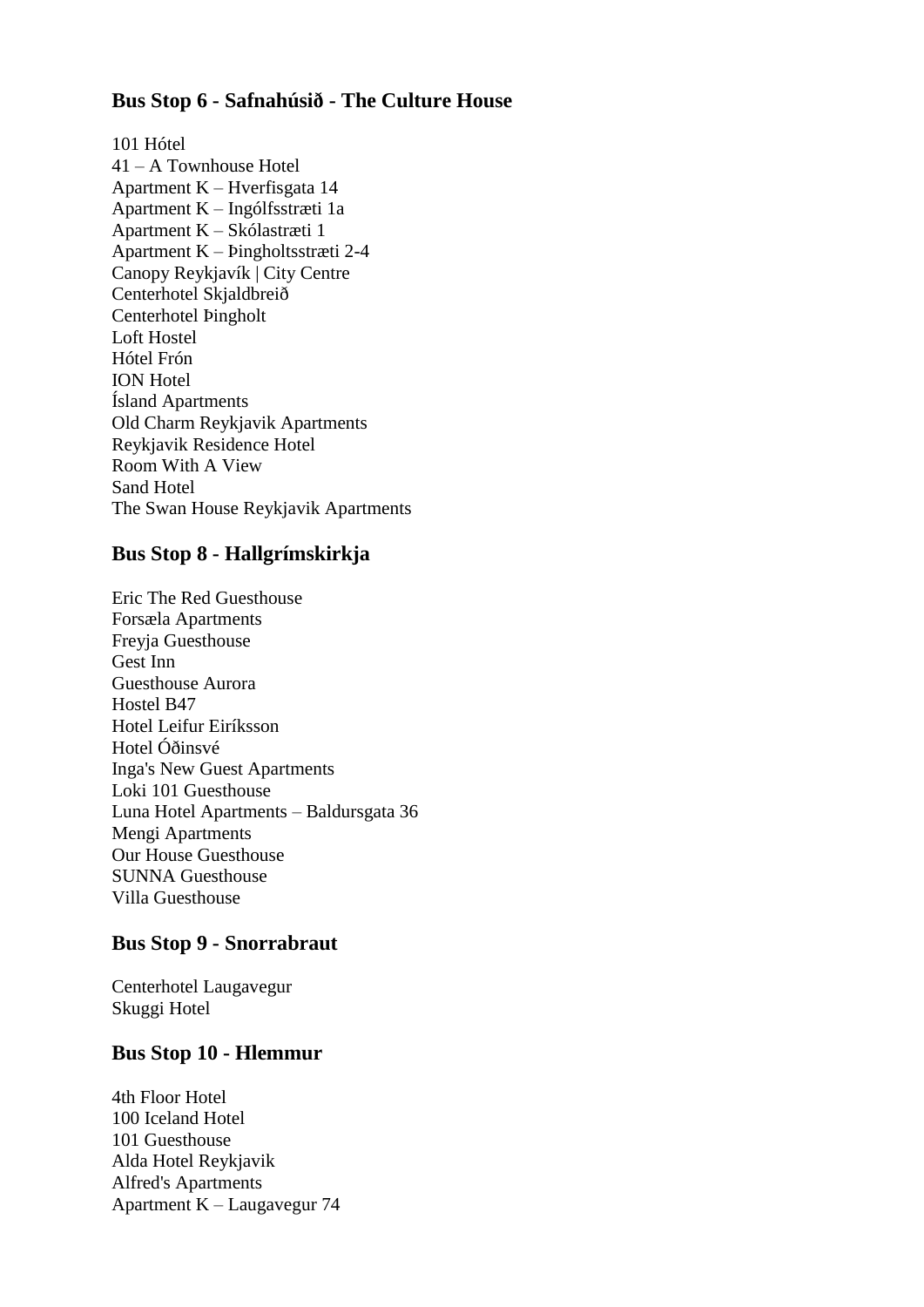## Bus Stop 6 - Safnahúsið - The Culture House

101 Hótel
41 – A Townhouse Hotel
Apartment K – Hverfisgata 14
Apartment K – Ingólfsstræti 1a
Apartment K – Skólastræti 1
Apartment K – Þingholtsstræti 2-4
Canopy Reykjavík | City Centre
Centerhotel Skjaldbreið
Centerhotel Þingholt
Loft Hostel
Hótel Frón
ION Hotel
Ísland Apartments
Old Charm Reykjavik Apartments
Reykjavik Residence Hotel
Room With A View
Sand Hotel
The Swan House Reykjavik Apartments

## Bus Stop 8 - Hallgrímskirkja

Eric The Red Guesthouse
Forsæla Apartments
Freyja Guesthouse
Gest Inn
Guesthouse Aurora
Hostel B47
Hotel Leifur Eiríksson
Hotel Óðinsvé
Inga's New Guest Apartments
Loki 101 Guesthouse
Luna Hotel Apartments – Baldursgata 36
Mengi Apartments
Our House Guesthouse
SUNNA Guesthouse
Villa Guesthouse

## Bus Stop 9 - Snorrabraut

Centerhotel Laugavegur
Skuggi Hotel

## Bus Stop 10 - Hlemmur

4th Floor Hotel
100 Iceland Hotel
101 Guesthouse
Alda Hotel Reykjavik
Alfred's Apartments
Apartment K – Laugavegur 74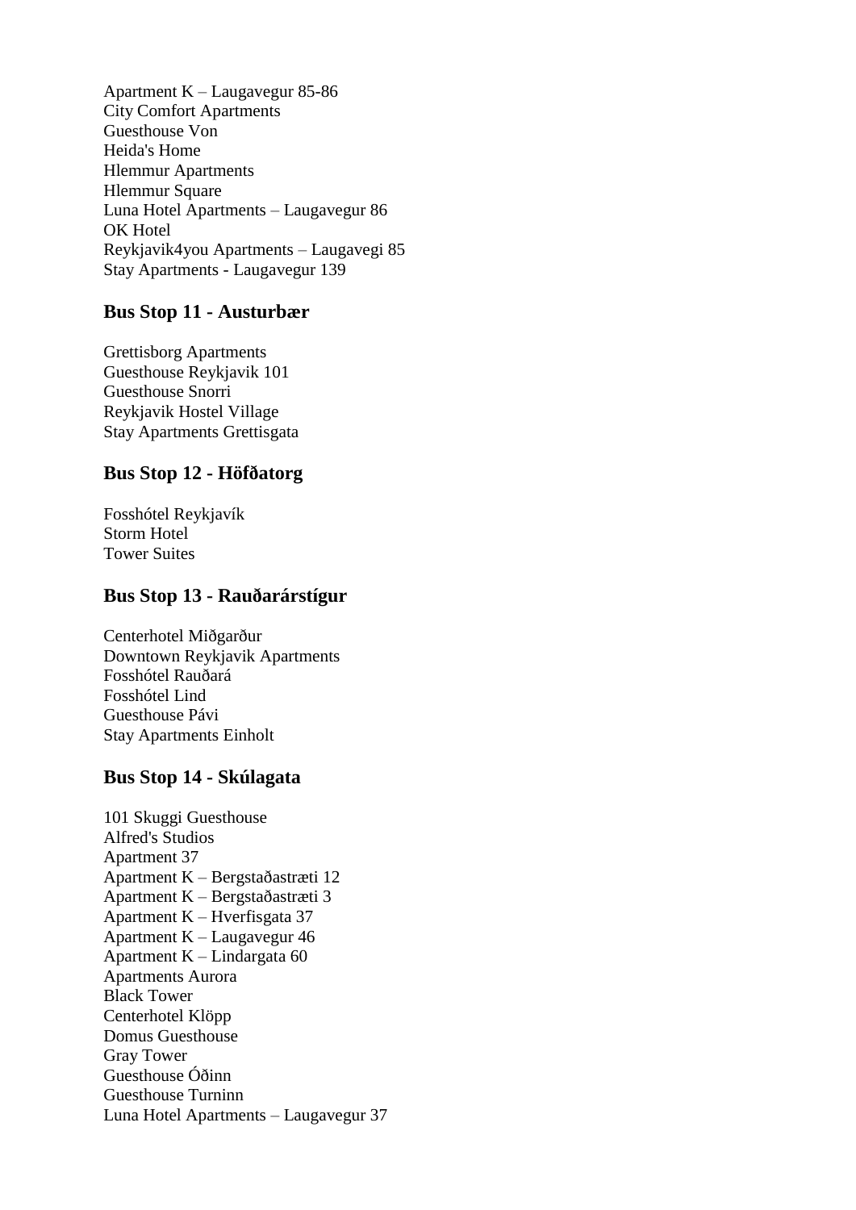Apartment K – Laugavegur 85-86
City Comfort Apartments
Guesthouse Von
Heida's Home
Hlemmur Apartments
Hlemmur Square
Luna Hotel Apartments – Laugavegur 86
OK Hotel
Reykjavik4you Apartments – Laugavegi 85
Stay Apartments - Laugavegur 139

### Bus Stop 11 - Austurbær

Grettisborg Apartments
Guesthouse Reykjavik 101
Guesthouse Snorri
Reykjavik Hostel Village
Stay Apartments Grettisgata

### Bus Stop 12 - Höfðatorg

Fosshótel Reykjavík
Storm Hotel
Tower Suites

### Bus Stop 13 - Rauðarárstígur

Centerhotel Miðgarður
Downtown Reykjavik Apartments
Fosshótel Rauðará
Fosshótel Lind
Guesthouse Pávi
Stay Apartments Einholt

### Bus Stop 14 - Skúlagata

101 Skuggi Guesthouse
Alfred's Studios
Apartment 37
Apartment K – Bergstaðastræti 12
Apartment K – Bergstaðastræti 3
Apartment K – Hverfisgata 37
Apartment K – Laugavegur 46
Apartment K – Lindargata 60
Apartments Aurora
Black Tower
Centerhotel Klöpp
Domus Guesthouse
Gray Tower
Guesthouse Óðinn
Guesthouse Turninn
Luna Hotel Apartments – Laugavegur 37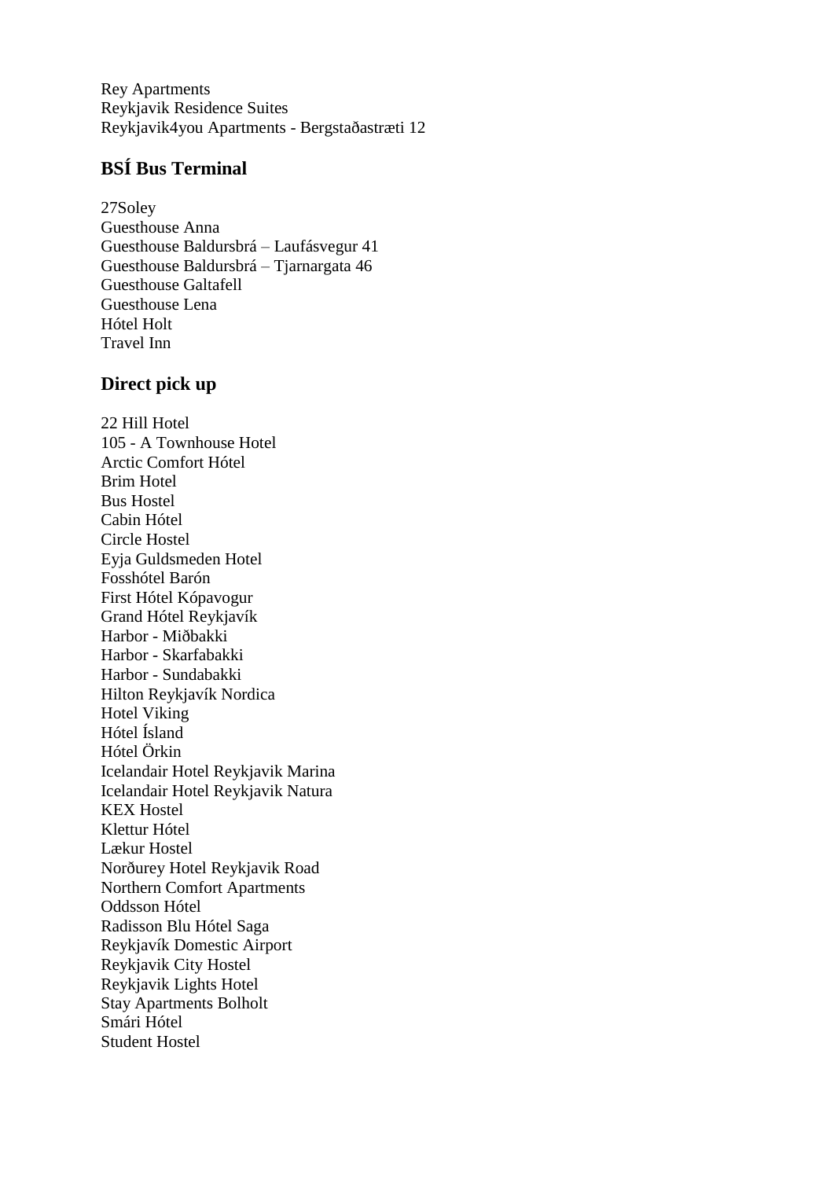Rey Apartments
Reykjavik Residence Suites
Reykjavik4you Apartments - Bergstaðastræti 12

## BSÍ Bus Terminal

27Soley
Guesthouse Anna
Guesthouse Baldursbrá – Laufásvegur 41
Guesthouse Baldursbrá – Tjarnargata 46
Guesthouse Galtafell
Guesthouse Lena
Hótel Holt
Travel Inn

## Direct pick up

22 Hill Hotel
105 - A Townhouse Hotel
Arctic Comfort Hótel
Brim Hotel
Bus Hostel
Cabin Hótel
Circle Hostel
Eyja Guldsmeden Hotel
Fosshótel Barón
First Hótel Kópavogur
Grand Hótel Reykjavík
Harbor - Miðbakki
Harbor - Skarfabakki
Harbor - Sundabakki
Hilton Reykjavík Nordica
Hotel Viking
Hótel Ísland
Hótel Örkin
Icelandair Hotel Reykjavik Marina
Icelandair Hotel Reykjavik Natura
KEX Hostel
Klettur Hótel
Lækur Hostel
Norðurey Hotel Reykjavik Road
Northern Comfort Apartments
Oddsson Hótel
Radisson Blu Hótel Saga
Reykjavík Domestic Airport
Reykjavik City Hostel
Reykjavik Lights Hotel
Stay Apartments Bolholt
Smári Hótel
Student Hostel